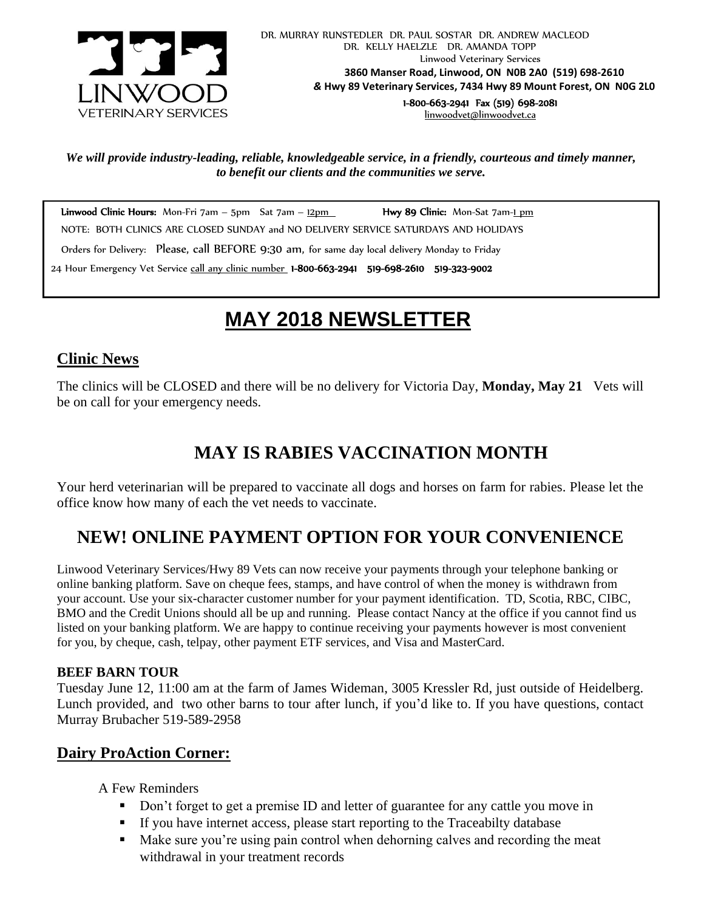LINWOOD VETERINARY SERVICES

DR. MURRAY RUNSTEDLER DR. PAUL SOSTAR DR. ANDREW MACLEOD
DR. KELLY HAELZLE DR. AMANDA TOPP
Linwood Veterinary Services
**3860 Manser Road, Linwood, ON N0B 2A0 (519) 698-2610**
**& Hwy 89 Veterinary Services, 7434 Hwy 89 Mount Forest, ON N0G 2L0**
**1-800-663-2941 Fax (519) 698-2081**
linwoodvet@linwoodvet.ca

***We will provide industry-leading, reliable, knowledgeable service, in a friendly, courteous and timely manner, to benefit our clients and the communities we serve.***

**Linwood Clinic Hours:** Mon-Fri 7am – 5pm Sat 7am – 12pm **Hwy 89 Clinic:** Mon-Sat 7am-1 pm

NOTE: BOTH CLINICS ARE CLOSED SUNDAY and NO DELIVERY SERVICE SATURDAYS AND HOLIDAYS

Orders for Delivery: Please, call BEFORE 9:30 am, for same day local delivery Monday to Friday

24 Hour Emergency Vet Service call any clinic number **1-800-663-2941 519-698-2610 519-323-9002**

# MAY 2018 NEWSLETTER

## Clinic News

The clinics will be CLOSED and there will be no delivery for Victoria Day, **Monday, May 21** Vets will be on call for your emergency needs.

## MAY IS RABIES VACCINATION MONTH

Your herd veterinarian will be prepared to vaccinate all dogs and horses on farm for rabies. Please let the office know how many of each the vet needs to vaccinate.

## NEW! ONLINE PAYMENT OPTION FOR YOUR CONVENIENCE

Linwood Veterinary Services/Hwy 89 Vets can now receive your payments through your telephone banking or online banking platform. Save on cheque fees, stamps, and have control of when the money is withdrawn from your account. Use your six-character customer number for your payment identification. TD, Scotia, RBC, CIBC, BMO and the Credit Unions should all be up and running. Please contact Nancy at the office if you cannot find us listed on your banking platform. We are happy to continue receiving your payments however is most convenient for you, by cheque, cash, telpay, other payment ETF services, and Visa and MasterCard.

### BEEF BARN TOUR

Tuesday June 12, 11:00 am at the farm of James Wideman, 3005 Kressler Rd, just outside of Heidelberg. Lunch provided, and two other barns to tour after lunch, if you'd like to. If you have questions, contact Murray Brubacher 519-589-2958

## Dairy ProAction Corner:

A Few Reminders

- Don't forget to get a premise ID and letter of guarantee for any cattle you move in
- If you have internet access, please start reporting to the Traceabilty database
- Make sure you're using pain control when dehorning calves and recording the meat withdrawal in your treatment records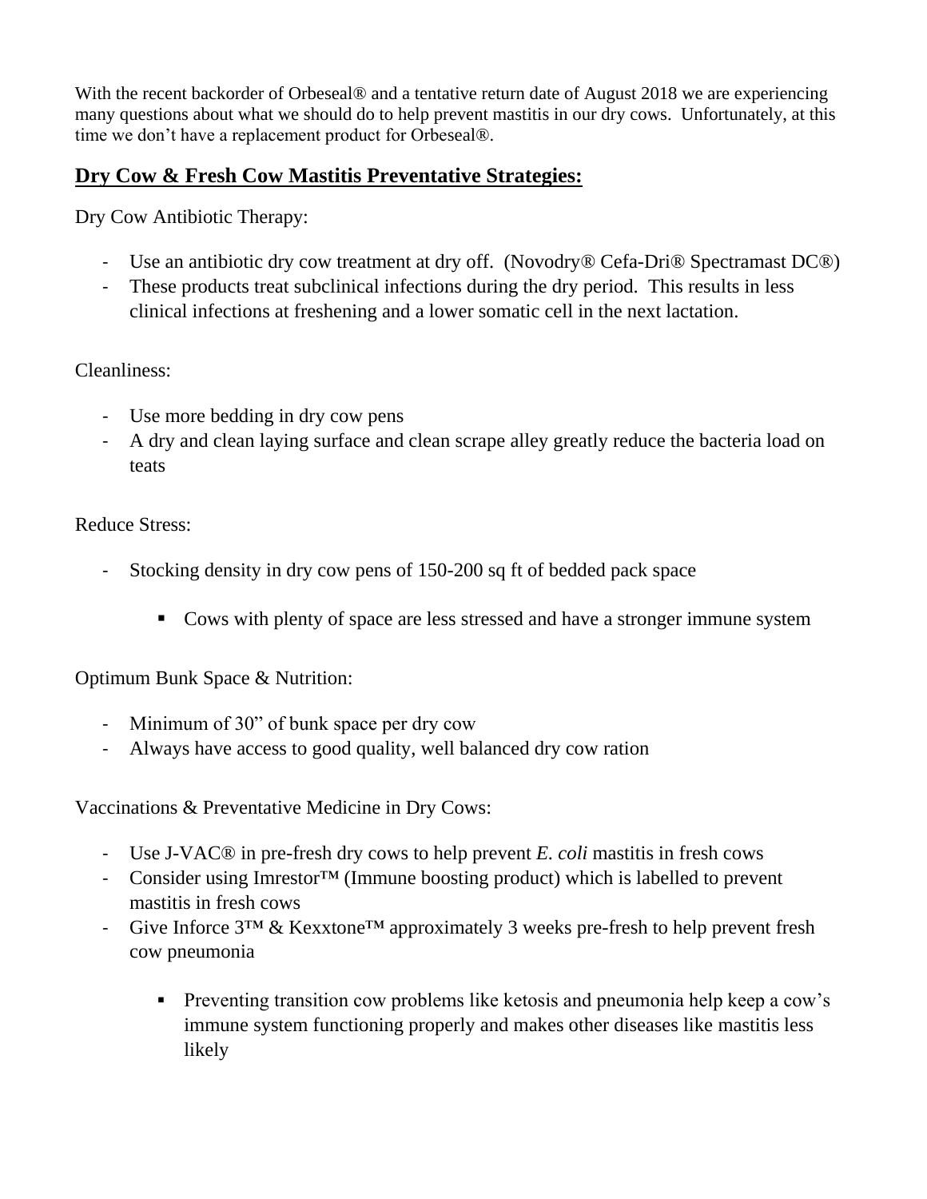With the recent backorder of Orbeseal® and a tentative return date of August 2018 we are experiencing many questions about what we should do to help prevent mastitis in our dry cows. Unfortunately, at this time we don't have a replacement product for Orbeseal®.

## **Dry Cow & Fresh Cow Mastitis Preventative Strategies:**

Dry Cow Antibiotic Therapy:

- Use an antibiotic dry cow treatment at dry off. (Novodry® Cefa-Dri® Spectramast DC®)
- These products treat subclinical infections during the dry period. This results in less clinical infections at freshening and a lower somatic cell in the next lactation.

Cleanliness:

- Use more bedding in dry cow pens
- A dry and clean laying surface and clean scrape alley greatly reduce the bacteria load on teats

Reduce Stress:

- Stocking density in dry cow pens of 150-200 sq ft of bedded pack space
    - Cows with plenty of space are less stressed and have a stronger immune system

Optimum Bunk Space & Nutrition:

- Minimum of 30" of bunk space per dry cow
- Always have access to good quality, well balanced dry cow ration

Vaccinations & Preventative Medicine in Dry Cows:

- Use J-VAC® in pre-fresh dry cows to help prevent *E. coli* mastitis in fresh cows
- Consider using Imrestor™ (Immune boosting product) which is labelled to prevent mastitis in fresh cows
- Give Inforce 3™ & Kexxtone™ approximately 3 weeks pre-fresh to help prevent fresh cow pneumonia
    - Preventing transition cow problems like ketosis and pneumonia help keep a cow's immune system functioning properly and makes other diseases like mastitis less likely